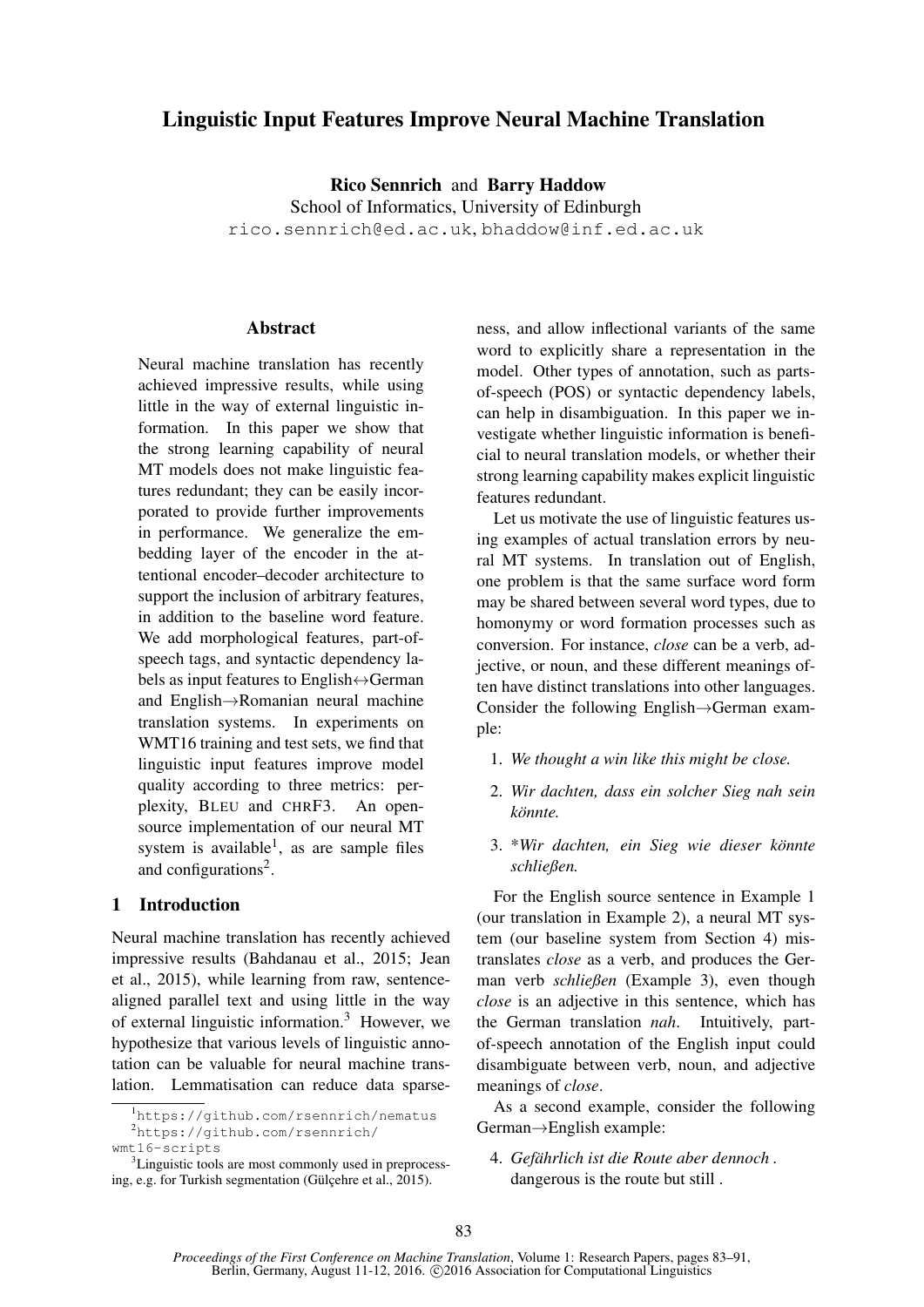# Linguistic Input Features Improve Neural Machine Translation

**Rico Sennrich** and **Barry Haddow**
School of Informatics, University of Edinburgh
rico.sennrich@ed.ac.uk, bhaddow@inf.ed.ac.uk

## Abstract

Neural machine translation has recently achieved impressive results, while using little in the way of external linguistic information. In this paper we show that the strong learning capability of neural MT models does not make linguistic features redundant; they can be easily incorporated to provide further improvements in performance. We generalize the embedding layer of the encoder in the attentional encoder–decoder architecture to support the inclusion of arbitrary features, in addition to the baseline word feature. We add morphological features, part-of-speech tags, and syntactic dependency labels as input features to English↔German and English→Romanian neural machine translation systems. In experiments on WMT16 training and test sets, we find that linguistic input features improve model quality according to three metrics: perplexity, BLEU and CHRF3. An open-source implementation of our neural MT system is available[1], as are sample files and configurations[2].

## 1 Introduction

Neural machine translation has recently achieved impressive results (Bahdanau et al., 2015; Jean et al., 2015), while learning from raw, sentence-aligned parallel text and using little in the way of external linguistic information.[3] However, we hypothesize that various levels of linguistic annotation can be valuable for neural machine translation. Lemmatisation can reduce data sparseness, and allow inflectional variants of the same word to explicitly share a representation in the model. Other types of annotation, such as parts-of-speech (POS) or syntactic dependency labels, can help in disambiguation. In this paper we investigate whether linguistic information is beneficial to neural translation models, or whether their strong learning capability makes explicit linguistic features redundant.

Let us motivate the use of linguistic features using examples of actual translation errors by neural MT systems. In translation out of English, one problem is that the same surface word form may be shared between several word types, due to homonymy or word formation processes such as conversion. For instance, *close* can be a verb, adjective, or noun, and these different meanings often have distinct translations into other languages. Consider the following English→German example:

1. *We thought a win like this might be close.*
2. *Wir dachten, dass ein solcher Sieg nah sein könnte.*
3. *\*Wir dachten, ein Sieg wie dieser könnte schließen.*

For the English source sentence in Example 1 (our translation in Example 2), a neural MT system (our baseline system from Section 4) mistranslates *close* as a verb, and produces the German verb *schließen* (Example 3), even though *close* is an adjective in this sentence, which has the German translation *nah*. Intuitively, part-of-speech annotation of the English input could disambiguate between verb, noun, and adjective meanings of *close*.

As a second example, consider the following German→English example:

4. *Gefährlich ist die Route aber dennoch .*
   dangerous is the route but still .

---

[1] https://github.com/rsennrich/nematus

[2] https://github.com/rsennrich/wmt16-scripts

[3] Linguistic tools are most commonly used in preprocessing, e.g. for Turkish segmentation (Gülçehre et al., 2015).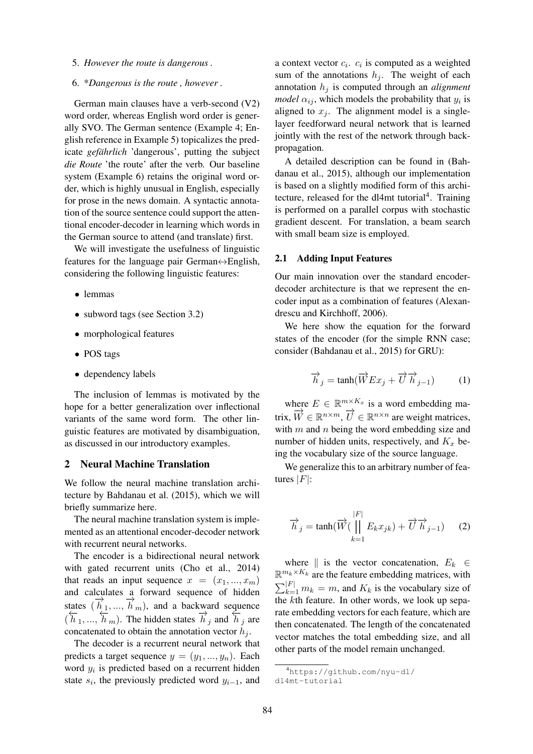5. *However the route is dangerous .*

6. \**Dangerous is the route , however .*

German main clauses have a verb-second (V2) word order, whereas English word order is generally SVO. The German sentence (Example 4; English reference in Example 5) topicalizes the predicate *gefährlich* 'dangerous', putting the subject *die Route* 'the route' after the verb. Our baseline system (Example 6) retains the original word order, which is highly unusual in English, especially for prose in the news domain. A syntactic annotation of the source sentence could support the attentional encoder-decoder in learning which words in the German source to attend (and translate) first.

We will investigate the usefulness of linguistic features for the language pair German↔English, considering the following linguistic features:

- lemmas
- subword tags (see Section 3.2)
- morphological features
- POS tags
- dependency labels

The inclusion of lemmas is motivated by the hope for a better generalization over inflectional variants of the same word form. The other linguistic features are motivated by disambiguation, as discussed in our introductory examples.

## 2 Neural Machine Translation

We follow the neural machine translation architecture by Bahdanau et al. (2015), which we will briefly summarize here.

The neural machine translation system is implemented as an attentional encoder-decoder network with recurrent neural networks.

The encoder is a bidirectional neural network with gated recurrent units (Cho et al., 2014) that reads an input sequence $x = (x_1, ..., x_m)$ and calculates a forward sequence of hidden states $(\overrightarrow{h}_1, ..., \overrightarrow{h}_m)$, and a backward sequence $(\overleftarrow{h}_1, ..., \overleftarrow{h}_m)$. The hidden states $\overrightarrow{h}_j$ and $\overleftarrow{h}_j$ are concatenated to obtain the annotation vector $h_j$.

The decoder is a recurrent neural network that predicts a target sequence $y = (y_1, ..., y_n)$. Each word $y_i$ is predicted based on a recurrent hidden state $s_i$, the previously predicted word $y_{i-1}$, and a context vector $c_i$. $c_i$ is computed as a weighted sum of the annotations $h_j$. The weight of each annotation $h_j$ is computed through an *alignment model* $\alpha_{ij}$, which models the probability that $y_i$ is aligned to $x_j$. The alignment model is a single-layer feedforward neural network that is learned jointly with the rest of the network through backpropagation.

A detailed description can be found in (Bahdanau et al., 2015), although our implementation is based on a slightly modified form of this architecture, released for the dl4mt tutorial[4]. Training is performed on a parallel corpus with stochastic gradient descent. For translation, a beam search with small beam size is employed.

### 2.1 Adding Input Features

Our main innovation over the standard encoder-decoder architecture is that we represent the encoder input as a combination of features (Alexandrescu and Kirchhoff, 2006).

We here show the equation for the forward states of the encoder (for the simple RNN case; consider (Bahdanau et al., 2015) for GRU):

$$\overrightarrow{h}_j = \tanh(\overrightarrow{W} E x_j + \overrightarrow{U}\overrightarrow{h}_{j-1}) \tag{1}$$

where $E \in \mathbb{R}^{m \times K_x}$ is a word embedding matrix, $\overrightarrow{W} \in \mathbb{R}^{n \times m}$, $\overrightarrow{U} \in \mathbb{R}^{n \times n}$ are weight matrices, with $m$ and $n$ being the word embedding size and number of hidden units, respectively, and $K_x$ being the vocabulary size of the source language.

We generalize this to an arbitrary number of features $|F|$:

$$\overrightarrow{h}_j = \tanh(\overrightarrow{W}(\big\Vert_{k=1}^{|F|} E_k x_{jk}) + \overrightarrow{U}\overrightarrow{h}_{j-1}) \tag{2}$$

where $\Vert$ is the vector concatenation, $E_k \in \mathbb{R}^{m_k \times K_k}$ are the feature embedding matrices, with $\sum_{k=1}^{|F|} m_k = m$, and $K_k$ is the vocabulary size of the $k$th feature. In other words, we look up separate embedding vectors for each feature, which are then concatenated. The length of the concatenated vector matches the total embedding size, and all other parts of the model remain unchanged.

[4] https://github.com/nyu-dl/dl4mt-tutorial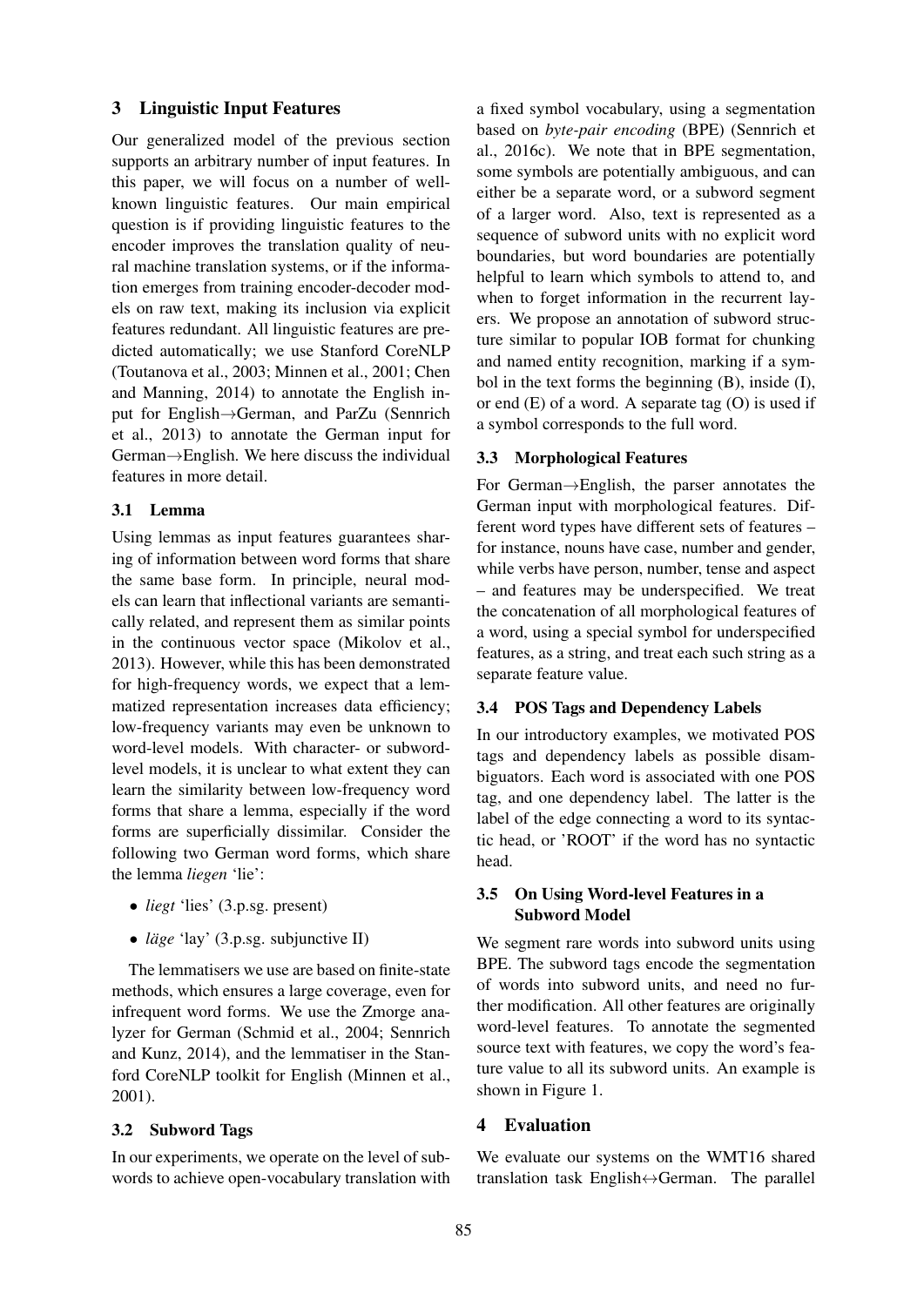## 3 Linguistic Input Features

Our generalized model of the previous section supports an arbitrary number of input features. In this paper, we will focus on a number of well-known linguistic features. Our main empirical question is if providing linguistic features to the encoder improves the translation quality of neural machine translation systems, or if the information emerges from training encoder-decoder models on raw text, making its inclusion via explicit features redundant. All linguistic features are predicted automatically; we use Stanford CoreNLP (Toutanova et al., 2003; Minnen et al., 2001; Chen and Manning, 2014) to annotate the English input for English→German, and ParZu (Sennrich et al., 2013) to annotate the German input for German→English. We here discuss the individual features in more detail.

### 3.1 Lemma

Using lemmas as input features guarantees sharing of information between word forms that share the same base form. In principle, neural models can learn that inflectional variants are semantically related, and represent them as similar points in the continuous vector space (Mikolov et al., 2013). However, while this has been demonstrated for high-frequency words, we expect that a lemmatized representation increases data efficiency; low-frequency variants may even be unknown to word-level models. With character- or subword-level models, it is unclear to what extent they can learn the similarity between low-frequency word forms that share a lemma, especially if the word forms are superficially dissimilar. Consider the following two German word forms, which share the lemma *liegen* 'lie':

- *liegt* 'lies' (3.p.sg. present)
- *läge* 'lay' (3.p.sg. subjunctive II)

The lemmatisers we use are based on finite-state methods, which ensures a large coverage, even for infrequent word forms. We use the Zmorge analyzer for German (Schmid et al., 2004; Sennrich and Kunz, 2014), and the lemmatiser in the Stanford CoreNLP toolkit for English (Minnen et al., 2001).

### 3.2 Subword Tags

In our experiments, we operate on the level of subwords to achieve open-vocabulary translation with a fixed symbol vocabulary, using a segmentation based on *byte-pair encoding* (BPE) (Sennrich et al., 2016c). We note that in BPE segmentation, some symbols are potentially ambiguous, and can either be a separate word, or a subword segment of a larger word. Also, text is represented as a sequence of subword units with no explicit word boundaries, but word boundaries are potentially helpful to learn which symbols to attend to, and when to forget information in the recurrent layers. We propose an annotation of subword structure similar to popular IOB format for chunking and named entity recognition, marking if a symbol in the text forms the beginning (B), inside (I), or end (E) of a word. A separate tag (O) is used if a symbol corresponds to the full word.

### 3.3 Morphological Features

For German→English, the parser annotates the German input with morphological features. Different word types have different sets of features – for instance, nouns have case, number and gender, while verbs have person, number, tense and aspect – and features may be underspecified. We treat the concatenation of all morphological features of a word, using a special symbol for underspecified features, as a string, and treat each such string as a separate feature value.

### 3.4 POS Tags and Dependency Labels

In our introductory examples, we motivated POS tags and dependency labels as possible disambiguators. Each word is associated with one POS tag, and one dependency label. The latter is the label of the edge connecting a word to its syntactic head, or 'ROOT' if the word has no syntactic head.

### 3.5 On Using Word-level Features in a Subword Model

We segment rare words into subword units using BPE. The subword tags encode the segmentation of words into subword units, and need no further modification. All other features are originally word-level features. To annotate the segmented source text with features, we copy the word's feature value to all its subword units. An example is shown in Figure 1.

## 4 Evaluation

We evaluate our systems on the WMT16 shared translation task English↔German. The parallel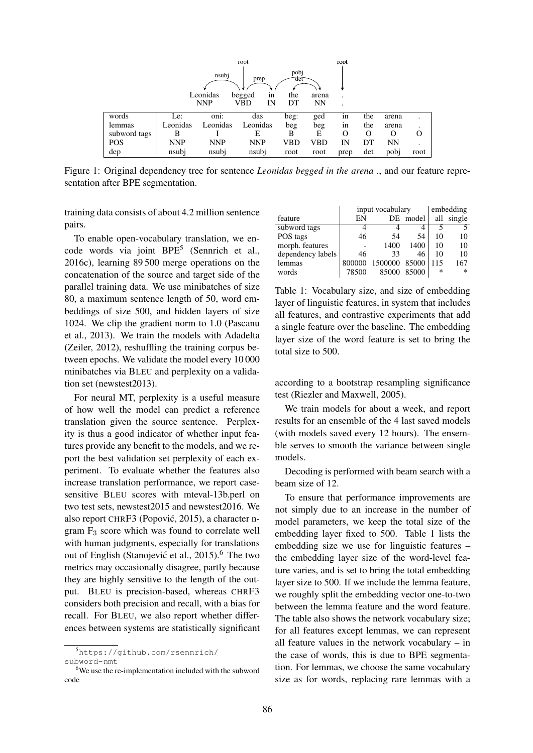|  | Leonidas | | | begged | | in | the | arena | . |
|---|---|---|---|---|---|---|---|---|---|
|  | NNP | | | VBD | | IN | DT | NN | . |

| words | Le: | oni: | das | beg: | ged | in | the | arena | . |
|---|---|---|---|---|---|---|---|---|---|
| lemmas | Leonidas | Leonidas | Leonidas | beg | beg | in | the | arena | . |
| subword tags | B | I | E | B | E | O | O | O | O |
| POS | NNP | NNP | NNP | VBD | VBD | IN | DT | NN | . |
| dep | nsubj | nsubj | nsubj | root | root | prep | det | pobj | root |

Figure 1: Original dependency tree for sentence *Leonidas begged in the arena .*, and our feature representation after BPE segmentation.

training data consists of about 4.2 million sentence pairs.

To enable open-vocabulary translation, we encode words via joint BPE[5] (Sennrich et al., 2016c), learning 89 500 merge operations on the concatenation of the source and target side of the parallel training data. We use minibatches of size 80, a maximum sentence length of 50, word embeddings of size 500, and hidden layers of size 1024. We clip the gradient norm to 1.0 (Pascanu et al., 2013). We train the models with Adadelta (Zeiler, 2012), reshuffling the training corpus between epochs. We validate the model every 10 000 minibatches via BLEU and perplexity on a validation set (newstest2013).

For neural MT, perplexity is a useful measure of how well the model can predict a reference translation given the source sentence. Perplexity is thus a good indicator of whether input features provide any benefit to the models, and we report the best validation set perplexity of each experiment. To evaluate whether the features also increase translation performance, we report case-sensitive BLEU scores with mteval-13b.perl on two test sets, newstest2015 and newstest2016. We also report CHRF3 (Popović, 2015), a character n-gram $F_3$ score which was found to correlate well with human judgments, especially for translations out of English (Stanojević et al., 2015).[6] The two metrics may occasionally disagree, partly because they are highly sensitive to the length of the output. BLEU is precision-based, whereas CHRF3 considers both precision and recall, with a bias for recall. For BLEU, we also report whether differences between systems are statistically significant according to a bootstrap resampling significance test (Riezler and Maxwell, 2005).

| | input vocabulary | | | embedding | |
|---|---|---|---|---|---|
| feature | EN | DE | model | all | single |
| subword tags | 4 | 4 | 4 | 5 | 5 |
| POS tags | 46 | 54 | 54 | 10 | 10 |
| morph. features | - | 1400 | 1400 | 10 | 10 |
| dependency labels | 46 | 33 | 46 | 10 | 10 |
| lemmas | 800000 | 1500000 | 85000 | 115 | 167 |
| words | 78500 | 85000 | 85000 | * | * |

Table 1: Vocabulary size, and size of embedding layer of linguistic features, in system that includes all features, and contrastive experiments that add a single feature over the baseline. The embedding layer size of the word feature is set to bring the total size to 500.

We train models for about a week, and report results for an ensemble of the 4 last saved models (with models saved every 12 hours). The ensemble serves to smooth the variance between single models.

Decoding is performed with beam search with a beam size of 12.

To ensure that performance improvements are not simply due to an increase in the number of model parameters, we keep the total size of the embedding layer fixed to 500. Table 1 lists the embedding size we use for linguistic features – the embedding layer size of the word-level feature varies, and is set to bring the total embedding layer size to 500. If we include the lemma feature, we roughly split the embedding vector one-to-two between the lemma feature and the word feature. The table also shows the network vocabulary size; for all features except lemmas, we can represent all feature values in the network vocabulary – in the case of words, this is due to BPE segmentation. For lemmas, we choose the same vocabulary size as for words, replacing rare lemmas with a

[5] https://github.com/rsennrich/subword-nmt

[6] We use the re-implementation included with the subword code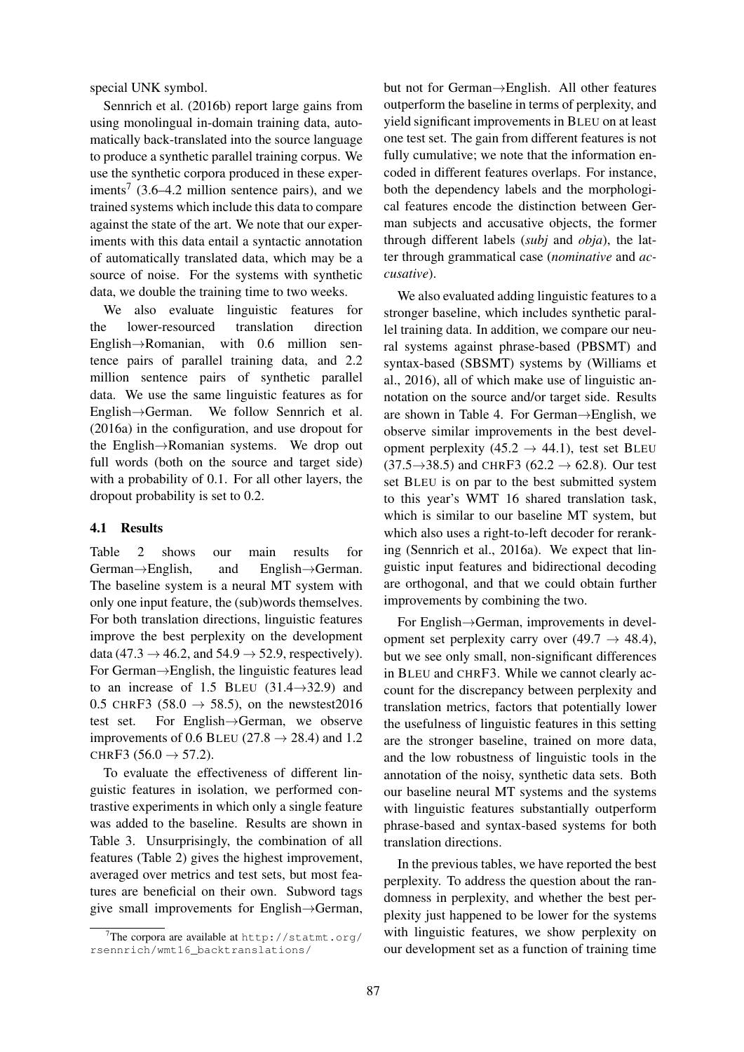special UNK symbol.

Sennrich et al. (2016b) report large gains from using monolingual in-domain training data, automatically back-translated into the source language to produce a synthetic parallel training corpus. We use the synthetic corpora produced in these experiments[7] (3.6–4.2 million sentence pairs), and we trained systems which include this data to compare against the state of the art. We note that our experiments with this data entail a syntactic annotation of automatically translated data, which may be a source of noise. For the systems with synthetic data, we double the training time to two weeks.

We also evaluate linguistic features for the lower-resourced translation direction English→Romanian, with 0.6 million sentence pairs of parallel training data, and 2.2 million sentence pairs of synthetic parallel data. We use the same linguistic features as for English→German. We follow Sennrich et al. (2016a) in the configuration, and use dropout for the English→Romanian systems. We drop out full words (both on the source and target side) with a probability of 0.1. For all other layers, the dropout probability is set to 0.2.

### 4.1 Results

Table 2 shows our main results for German→English, and English→German. The baseline system is a neural MT system with only one input feature, the (sub)words themselves. For both translation directions, linguistic features improve the best perplexity on the development data (47.3 → 46.2, and 54.9 → 52.9, respectively). For German→English, the linguistic features lead to an increase of 1.5 BLEU (31.4→32.9) and 0.5 CHRF3 (58.0 → 58.5), on the newstest2016 test set. For English→German, we observe improvements of 0.6 BLEU (27.8 → 28.4) and 1.2 CHRF3 (56.0 → 57.2).

To evaluate the effectiveness of different linguistic features in isolation, we performed contrastive experiments in which only a single feature was added to the baseline. Results are shown in Table 3. Unsurprisingly, the combination of all features (Table 2) gives the highest improvement, averaged over metrics and test sets, but most features are beneficial on their own. Subword tags give small improvements for English→German, but not for German→English. All other features outperform the baseline in terms of perplexity, and yield significant improvements in BLEU on at least one test set. The gain from different features is not fully cumulative; we note that the information encoded in different features overlaps. For instance, both the dependency labels and the morphological features encode the distinction between German subjects and accusative objects, the former through different labels (*subj* and *obja*), the latter through grammatical case (*nominative* and *accusative*).

We also evaluated adding linguistic features to a stronger baseline, which includes synthetic parallel training data. In addition, we compare our neural systems against phrase-based (PBSMT) and syntax-based (SBSMT) systems by (Williams et al., 2016), all of which make use of linguistic annotation on the source and/or target side. Results are shown in Table 4. For German→English, we observe similar improvements in the best development perplexity (45.2 → 44.1), test set BLEU (37.5→38.5) and CHRF3 (62.2 → 62.8). Our test set BLEU is on par to the best submitted system to this year's WMT 16 shared translation task, which is similar to our baseline MT system, but which also uses a right-to-left decoder for reranking (Sennrich et al., 2016a). We expect that linguistic input features and bidirectional decoding are orthogonal, and that we could obtain further improvements by combining the two.

For English→German, improvements in development set perplexity carry over (49.7 → 48.4), but we see only small, non-significant differences in BLEU and CHRF3. While we cannot clearly account for the discrepancy between perplexity and translation metrics, factors that potentially lower the usefulness of linguistic features in this setting are the stronger baseline, trained on more data, and the low robustness of linguistic tools in the annotation of the noisy, synthetic data sets. Both our baseline neural MT systems and the systems with linguistic features substantially outperform phrase-based and syntax-based systems for both translation directions.

In the previous tables, we have reported the best perplexity. To address the question about the randomness in perplexity, and whether the best perplexity just happened to be lower for the systems with linguistic features, we show perplexity on our development set as a function of training time

[7] The corpora are available at http://statmt.org/rsennrich/wmt16_backtranslations/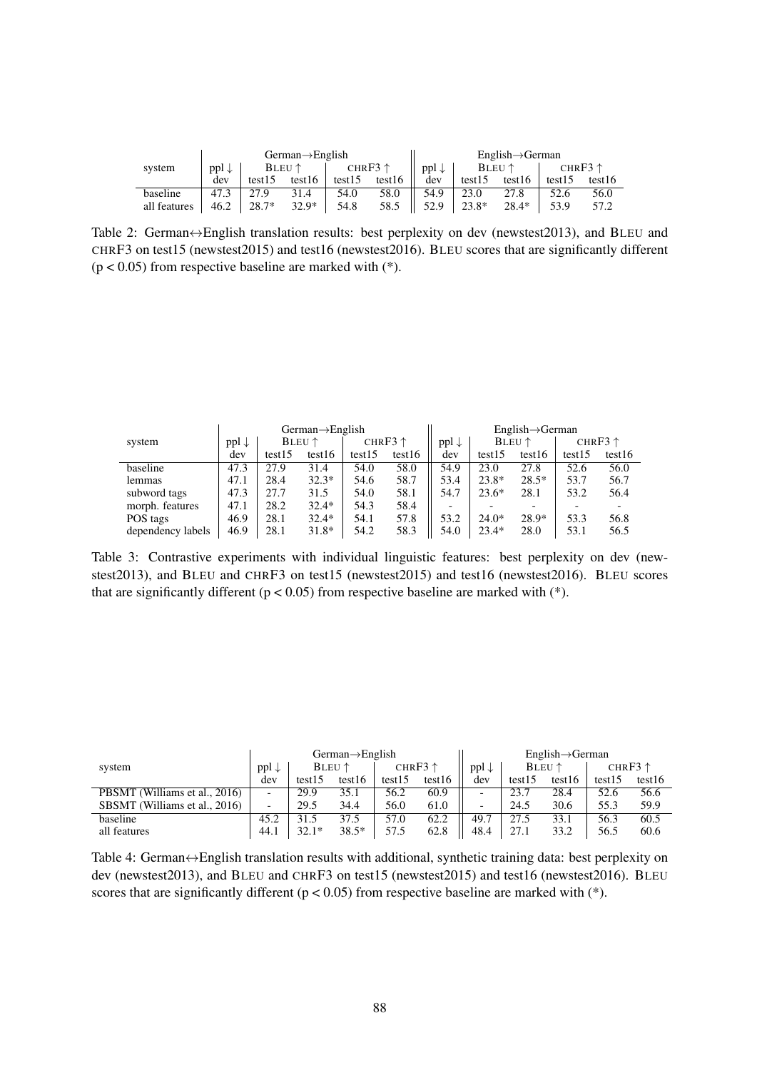| system | German→English | | | | | English→German | | | | |
|---|---|---|---|---|---|---|---|---|---|---|
| | ppl ↓ | BLEU ↑ | | CHRF3 ↑ | | ppl ↓ | BLEU ↑ | | CHRF3 ↑ | |
| | dev | test15 | test16 | test15 | test16 | dev | test15 | test16 | test15 | test16 |
| baseline | 47.3 | 27.9 | 31.4 | 54.0 | 58.0 | 54.9 | 23.0 | 27.8 | 52.6 | 56.0 |
| all features | 46.2 | 28.7* | 32.9* | 54.8 | 58.5 | 52.9 | 23.8* | 28.4* | 53.9 | 57.2 |

Table 2: German↔English translation results: best perplexity on dev (newstest2013), and BLEU and CHRF3 on test15 (newstest2015) and test16 (newstest2016). BLEU scores that are significantly different ($p < 0.05$) from respective baseline are marked with (*).

| system | German→English | | | | | English→German | | | | |
|---|---|---|---|---|---|---|---|---|---|---|
| | ppl ↓ | BLEU ↑ | | CHRF3 ↑ | | ppl ↓ | BLEU ↑ | | CHRF3 ↑ | |
| | dev | test15 | test16 | test15 | test16 | dev | test15 | test16 | test15 | test16 |
| baseline | 47.3 | 27.9 | 31.4 | 54.0 | 58.0 | 54.9 | 23.0 | 27.8 | 52.6 | 56.0 |
| lemmas | 47.1 | 28.4 | 32.3* | 54.6 | 58.7 | 53.4 | 23.8* | 28.5* | 53.7 | 56.7 |
| subword tags | 47.3 | 27.7 | 31.5 | 54.0 | 58.1 | 54.7 | 23.6* | 28.1 | 53.2 | 56.4 |
| morph. features | 47.1 | 28.2 | 32.4* | 54.3 | 58.4 | - | - | - | - | - |
| POS tags | 46.9 | 28.1 | 32.4* | 54.1 | 57.8 | 53.2 | 24.0* | 28.9* | 53.3 | 56.8 |
| dependency labels | 46.9 | 28.1 | 31.8* | 54.2 | 58.3 | 54.0 | 23.4* | 28.0 | 53.1 | 56.5 |

Table 3: Contrastive experiments with individual linguistic features: best perplexity on dev (newstest2013), and BLEU and CHRF3 on test15 (newstest2015) and test16 (newstest2016). BLEU scores that are significantly different ($p < 0.05$) from respective baseline are marked with (*).

| system | German→English | | | | | English→German | | | | |
|---|---|---|---|---|---|---|---|---|---|---|
| | ppl ↓ | BLEU ↑ | | CHRF3 ↑ | | ppl ↓ | BLEU ↑ | | CHRF3 ↑ | |
| | dev | test15 | test16 | test15 | test16 | dev | test15 | test16 | test15 | test16 |
| PBSMT (Williams et al., 2016) | - | 29.9 | 35.1 | 56.2 | 60.9 | - | 23.7 | 28.4 | 52.6 | 56.6 |
| SBSMT (Williams et al., 2016) | - | 29.5 | 34.4 | 56.0 | 61.0 | - | 24.5 | 30.6 | 55.3 | 59.9 |
| baseline | 45.2 | 31.5 | 37.5 | 57.0 | 62.2 | 49.7 | 27.5 | 33.1 | 56.3 | 60.5 |
| all features | 44.1 | 32.1* | 38.5* | 57.5 | 62.8 | 48.4 | 27.1 | 33.2 | 56.5 | 60.6 |

Table 4: German↔English translation results with additional, synthetic training data: best perplexity on dev (newstest2013), and BLEU and CHRF3 on test15 (newstest2015) and test16 (newstest2016). BLEU scores that are significantly different ($p < 0.05$) from respective baseline are marked with (*).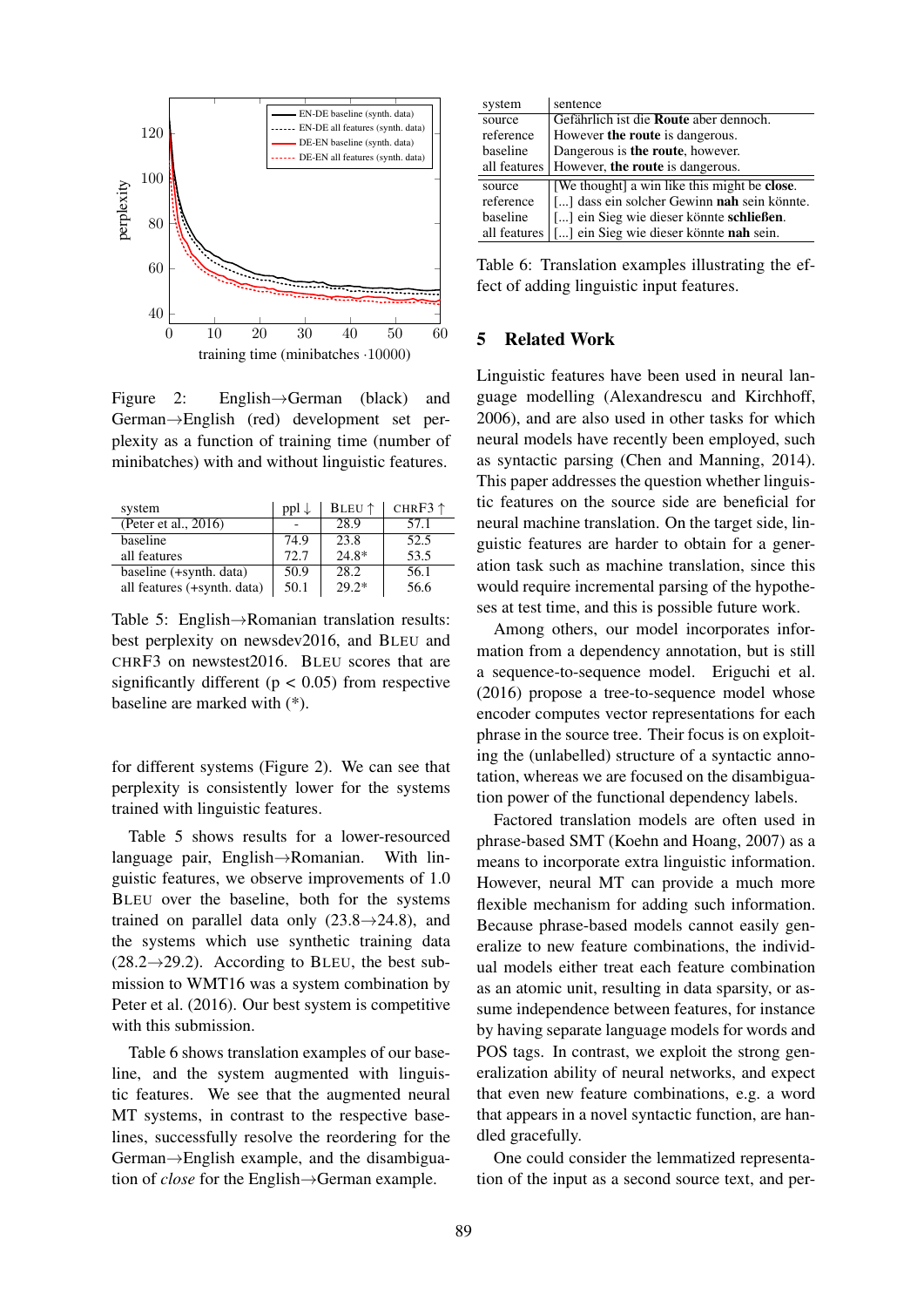Figure 2: English→German (black) and German→English (red) development set perplexity as a function of training time (number of minibatches) with and without linguistic features.

| system | ppl ↓ | BLEU ↑ | CHRF3 ↑ |
|---|---|---|---|
| (Peter et al., 2016) | - | 28.9 | 57.1 |
| baseline | 74.9 | 23.8 | 52.5 |
| all features | 72.7 | 24.8* | 53.5 |
| baseline (+synth. data) | 50.9 | 28.2 | 56.1 |
| all features (+synth. data) | 50.1 | 29.2* | 56.6 |

Table 5: English→Romanian translation results: best perplexity on newsdev2016, and BLEU and CHRF3 on newstest2016. BLEU scores that are significantly different ($p < 0.05$) from respective baseline are marked with (*).

for different systems (Figure 2). We can see that perplexity is consistently lower for the systems trained with linguistic features.

Table 5 shows results for a lower-resourced language pair, English→Romanian. With linguistic features, we observe improvements of 1.0 BLEU over the baseline, both for the systems trained on parallel data only (23.8→24.8), and the systems which use synthetic training data (28.2→29.2). According to BLEU, the best submission to WMT16 was a system combination by Peter et al. (2016). Our best system is competitive with this submission.

Table 6 shows translation examples of our baseline, and the system augmented with linguistic features. We see that the augmented neural MT systems, in contrast to the respective baselines, successfully resolve the reordering for the German→English example, and the disambiguation of *close* for the English→German example.

| system | sentence |
|---|---|
| source | Gefährlich ist die **Route** aber dennoch. |
| reference | However **the route** is dangerous. |
| baseline | Dangerous is **the route**, however. |
| all features | However, **the route** is dangerous. |
| source | [We thought] a win like this might be **close**. |
| reference | [...] dass ein solcher Gewinn **nah** sein könnte. |
| baseline | [...] ein Sieg wie dieser könnte **schließen**. |
| all features | [...] ein Sieg wie dieser könnte **nah** sein. |

Table 6: Translation examples illustrating the effect of adding linguistic input features.

## 5 Related Work

Linguistic features have been used in neural language modelling (Alexandrescu and Kirchhoff, 2006), and are also used in other tasks for which neural models have recently been employed, such as syntactic parsing (Chen and Manning, 2014). This paper addresses the question whether linguistic features on the source side are beneficial for neural machine translation. On the target side, linguistic features are harder to obtain for a generation task such as machine translation, since this would require incremental parsing of the hypotheses at test time, and this is possible future work.

Among others, our model incorporates information from a dependency annotation, but is still a sequence-to-sequence model. Eriguchi et al. (2016) propose a tree-to-sequence model whose encoder computes vector representations for each phrase in the source tree. Their focus is on exploiting the (unlabelled) structure of a syntactic annotation, whereas we are focused on the disambiguation power of the functional dependency labels.

Factored translation models are often used in phrase-based SMT (Koehn and Hoang, 2007) as a means to incorporate extra linguistic information. However, neural MT can provide a much more flexible mechanism for adding such information. Because phrase-based models cannot easily generalize to new feature combinations, the individual models either treat each feature combination as an atomic unit, resulting in data sparsity, or assume independence between features, for instance by having separate language models for words and POS tags. In contrast, we exploit the strong generalization ability of neural networks, and expect that even new feature combinations, e.g. a word that appears in a novel syntactic function, are handled gracefully.

One could consider the lemmatized representation of the input as a second source text, and per-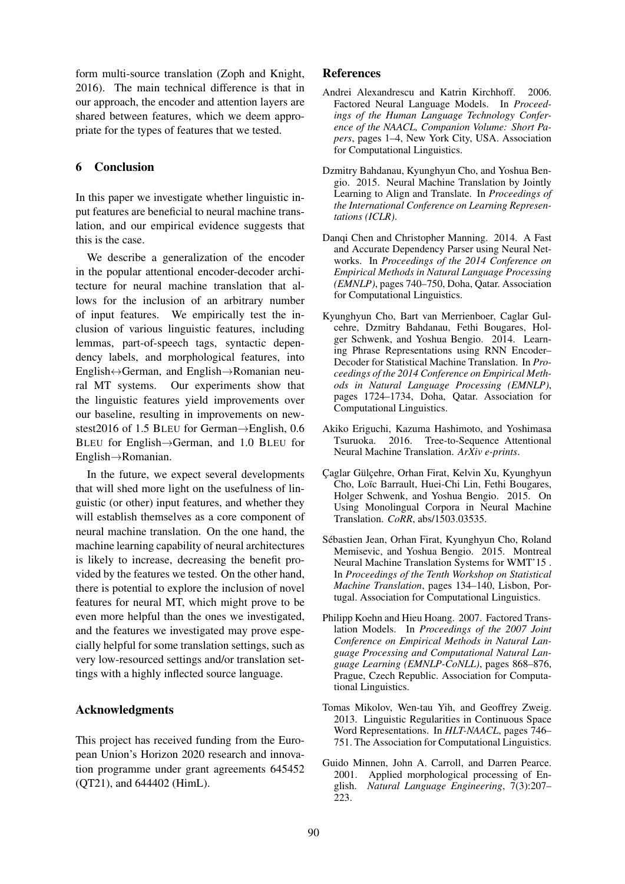form multi-source translation (Zoph and Knight, 2016). The main technical difference is that in our approach, the encoder and attention layers are shared between features, which we deem appropriate for the types of features that we tested.

## 6 Conclusion

In this paper we investigate whether linguistic input features are beneficial to neural machine translation, and our empirical evidence suggests that this is the case.

We describe a generalization of the encoder in the popular attentional encoder-decoder architecture for neural machine translation that allows for the inclusion of an arbitrary number of input features. We empirically test the inclusion of various linguistic features, including lemmas, part-of-speech tags, syntactic dependency labels, and morphological features, into English↔German, and English→Romanian neural MT systems. Our experiments show that the linguistic features yield improvements over our baseline, resulting in improvements on newstest2016 of 1.5 BLEU for German→English, 0.6 BLEU for English→German, and 1.0 BLEU for English→Romanian.

In the future, we expect several developments that will shed more light on the usefulness of linguistic (or other) input features, and whether they will establish themselves as a core component of neural machine translation. On the one hand, the machine learning capability of neural architectures is likely to increase, decreasing the benefit provided by the features we tested. On the other hand, there is potential to explore the inclusion of novel features for neural MT, which might prove to be even more helpful than the ones we investigated, and the features we investigated may prove especially helpful for some translation settings, such as very low-resourced settings and/or translation settings with a highly inflected source language.

## Acknowledgments

This project has received funding from the European Union's Horizon 2020 research and innovation programme under grant agreements 645452 (QT21), and 644402 (HimL).

## References

Andrei Alexandrescu and Katrin Kirchhoff. 2006. Factored Neural Language Models. In *Proceedings of the Human Language Technology Conference of the NAACL, Companion Volume: Short Papers*, pages 1–4, New York City, USA. Association for Computational Linguistics.

Dzmitry Bahdanau, Kyunghyun Cho, and Yoshua Bengio. 2015. Neural Machine Translation by Jointly Learning to Align and Translate. In *Proceedings of the International Conference on Learning Representations (ICLR)*.

Danqi Chen and Christopher Manning. 2014. A Fast and Accurate Dependency Parser using Neural Networks. In *Proceedings of the 2014 Conference on Empirical Methods in Natural Language Processing (EMNLP)*, pages 740–750, Doha, Qatar. Association for Computational Linguistics.

Kyunghyun Cho, Bart van Merrienboer, Caglar Gulcehre, Dzmitry Bahdanau, Fethi Bougares, Holger Schwenk, and Yoshua Bengio. 2014. Learning Phrase Representations using RNN Encoder–Decoder for Statistical Machine Translation. In *Proceedings of the 2014 Conference on Empirical Methods in Natural Language Processing (EMNLP)*, pages 1724–1734, Doha, Qatar. Association for Computational Linguistics.

Akiko Eriguchi, Kazuma Hashimoto, and Yoshimasa Tsuruoka. 2016. Tree-to-Sequence Attentional Neural Machine Translation. *ArXiv e-prints*.

Çaglar Gülçehre, Orhan Firat, Kelvin Xu, Kyunghyun Cho, Loïc Barrault, Huei-Chi Lin, Fethi Bougares, Holger Schwenk, and Yoshua Bengio. 2015. On Using Monolingual Corpora in Neural Machine Translation. *CoRR*, abs/1503.03535.

Sébastien Jean, Orhan Firat, Kyunghyun Cho, Roland Memisevic, and Yoshua Bengio. 2015. Montreal Neural Machine Translation Systems for WMT'15 . In *Proceedings of the Tenth Workshop on Statistical Machine Translation*, pages 134–140, Lisbon, Portugal. Association for Computational Linguistics.

Philipp Koehn and Hieu Hoang. 2007. Factored Translation Models. In *Proceedings of the 2007 Joint Conference on Empirical Methods in Natural Language Processing and Computational Natural Language Learning (EMNLP-CoNLL)*, pages 868–876, Prague, Czech Republic. Association for Computational Linguistics.

Tomas Mikolov, Wen-tau Yih, and Geoffrey Zweig. 2013. Linguistic Regularities in Continuous Space Word Representations. In *HLT-NAACL*, pages 746–751. The Association for Computational Linguistics.

Guido Minnen, John A. Carroll, and Darren Pearce. 2001. Applied morphological processing of English. *Natural Language Engineering*, 7(3):207–223.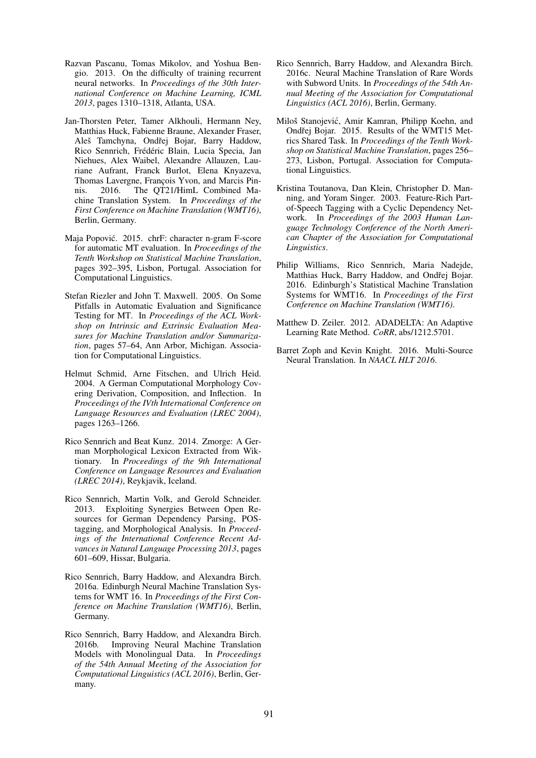Razvan Pascanu, Tomas Mikolov, and Yoshua Bengio. 2013. On the difficulty of training recurrent neural networks. In *Proceedings of the 30th International Conference on Machine Learning, ICML 2013*, pages 1310–1318, Atlanta, USA.

Jan-Thorsten Peter, Tamer Alkhouli, Hermann Ney, Matthias Huck, Fabienne Braune, Alexander Fraser, Aleš Tamchyna, Ondřej Bojar, Barry Haddow, Rico Sennrich, Frédéric Blain, Lucia Specia, Jan Niehues, Alex Waibel, Alexandre Allauzen, Lauriane Aufrant, Franck Burlot, Elena Knyazeva, Thomas Lavergne, François Yvon, and Marcis Pinnis. 2016. The QT21/HimL Combined Machine Translation System. In *Proceedings of the First Conference on Machine Translation (WMT16)*, Berlin, Germany.

Maja Popović. 2015. chrF: character n-gram F-score for automatic MT evaluation. In *Proceedings of the Tenth Workshop on Statistical Machine Translation*, pages 392–395, Lisbon, Portugal. Association for Computational Linguistics.

Stefan Riezler and John T. Maxwell. 2005. On Some Pitfalls in Automatic Evaluation and Significance Testing for MT. In *Proceedings of the ACL Workshop on Intrinsic and Extrinsic Evaluation Measures for Machine Translation and/or Summarization*, pages 57–64, Ann Arbor, Michigan. Association for Computational Linguistics.

Helmut Schmid, Arne Fitschen, and Ulrich Heid. 2004. A German Computational Morphology Covering Derivation, Composition, and Inflection. In *Proceedings of the IVth International Conference on Language Resources and Evaluation (LREC 2004)*, pages 1263–1266.

Rico Sennrich and Beat Kunz. 2014. Zmorge: A German Morphological Lexicon Extracted from Wiktionary. In *Proceedings of the 9th International Conference on Language Resources and Evaluation (LREC 2014)*, Reykjavik, Iceland.

Rico Sennrich, Martin Volk, and Gerold Schneider. 2013. Exploiting Synergies Between Open Resources for German Dependency Parsing, POS-tagging, and Morphological Analysis. In *Proceedings of the International Conference Recent Advances in Natural Language Processing 2013*, pages 601–609, Hissar, Bulgaria.

Rico Sennrich, Barry Haddow, and Alexandra Birch. 2016a. Edinburgh Neural Machine Translation Systems for WMT 16. In *Proceedings of the First Conference on Machine Translation (WMT16)*, Berlin, Germany.

Rico Sennrich, Barry Haddow, and Alexandra Birch. 2016b. Improving Neural Machine Translation Models with Monolingual Data. In *Proceedings of the 54th Annual Meeting of the Association for Computational Linguistics (ACL 2016)*, Berlin, Germany.

Rico Sennrich, Barry Haddow, and Alexandra Birch. 2016c. Neural Machine Translation of Rare Words with Subword Units. In *Proceedings of the 54th Annual Meeting of the Association for Computational Linguistics (ACL 2016)*, Berlin, Germany.

Miloš Stanojević, Amir Kamran, Philipp Koehn, and Ondřej Bojar. 2015. Results of the WMT15 Metrics Shared Task. In *Proceedings of the Tenth Workshop on Statistical Machine Translation*, pages 256–273, Lisbon, Portugal. Association for Computational Linguistics.

Kristina Toutanova, Dan Klein, Christopher D. Manning, and Yoram Singer. 2003. Feature-Rich Part-of-Speech Tagging with a Cyclic Dependency Network. In *Proceedings of the 2003 Human Language Technology Conference of the North American Chapter of the Association for Computational Linguistics*.

Philip Williams, Rico Sennrich, Maria Nadejde, Matthias Huck, Barry Haddow, and Ondřej Bojar. 2016. Edinburgh's Statistical Machine Translation Systems for WMT16. In *Proceedings of the First Conference on Machine Translation (WMT16)*.

Matthew D. Zeiler. 2012. ADADELTA: An Adaptive Learning Rate Method. *CoRR*, abs/1212.5701.

Barret Zoph and Kevin Knight. 2016. Multi-Source Neural Translation. In *NAACL HLT 2016*.